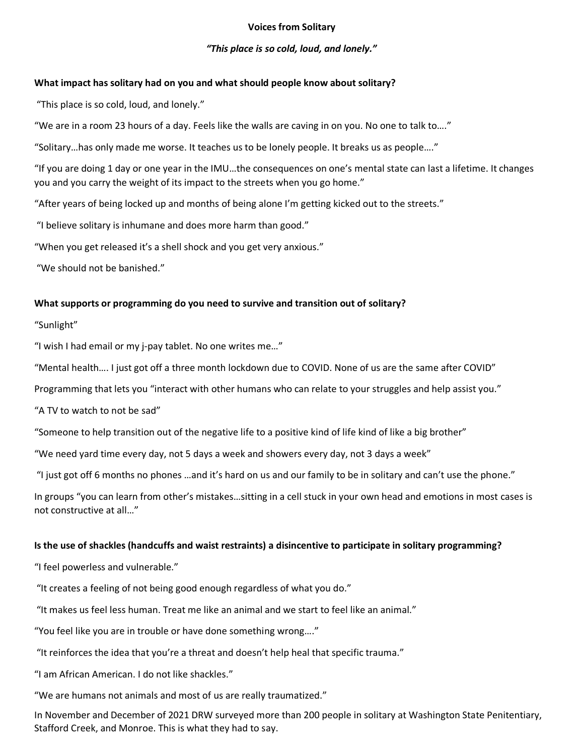# Voices from Solitary

***"This place is so cold, loud, and lonely."***

**What impact has solitary had on you and what should people know about solitary?**

"This place is so cold, loud, and lonely."

"We are in a room 23 hours of a day. Feels like the walls are caving in on you. No one to talk to…."

"Solitary…has only made me worse. It teaches us to be lonely people. It breaks us as people…."

"If you are doing 1 day or one year in the IMU…the consequences on one's mental state can last a lifetime. It changes you and you carry the weight of its impact to the streets when you go home."

"After years of being locked up and months of being alone I'm getting kicked out to the streets."

"I believe solitary is inhumane and does more harm than good."

"When you get released it's a shell shock and you get very anxious."

"We should not be banished."

**What supports or programming do you need to survive and transition out of solitary?**

"Sunlight"

"I wish I had email or my j-pay tablet. No one writes me…"

"Mental health…. I just got off a three month lockdown due to COVID. None of us are the same after COVID"

Programming that lets you "interact with other humans who can relate to your struggles and help assist you."

"A TV to watch to not be sad"

"Someone to help transition out of the negative life to a positive kind of life kind of like a big brother"

"We need yard time every day, not 5 days a week and showers every day, not 3 days a week"

"I just got off 6 months no phones …and it's hard on us and our family to be in solitary and can't use the phone."

In groups "you can learn from other's mistakes…sitting in a cell stuck in your own head and emotions in most cases is not constructive at all…"

**Is the use of shackles (handcuffs and waist restraints) a disincentive to participate in solitary programming?**

"I feel powerless and vulnerable."

"It creates a feeling of not being good enough regardless of what you do."

"It makes us feel less human. Treat me like an animal and we start to feel like an animal."

"You feel like you are in trouble or have done something wrong…."

"It reinforces the idea that you're a threat and doesn't help heal that specific trauma."

"I am African American. I do not like shackles."

"We are humans not animals and most of us are really traumatized."

In November and December of 2021 DRW surveyed more than 200 people in solitary at Washington State Penitentiary, Stafford Creek, and Monroe. This is what they had to say.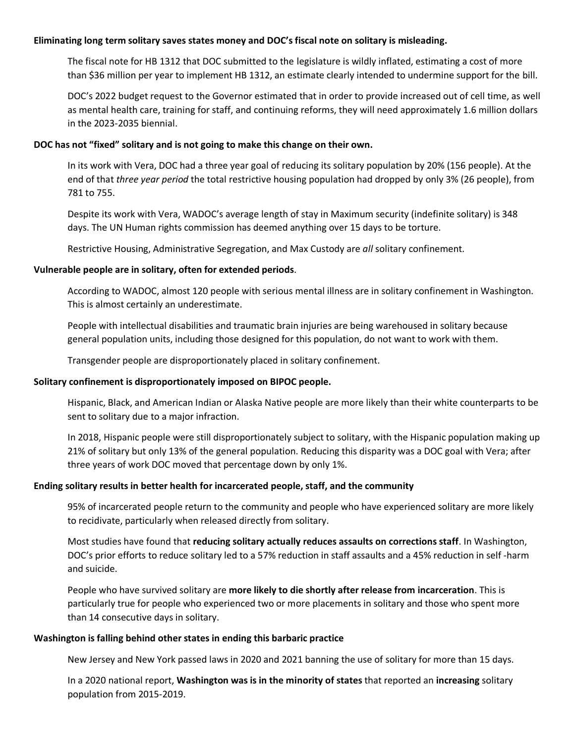**Eliminating long term solitary saves states money and DOC's fiscal note on solitary is misleading.**

The fiscal note for HB 1312 that DOC submitted to the legislature is wildly inflated, estimating a cost of more than $36 million per year to implement HB 1312, an estimate clearly intended to undermine support for the bill.

DOC's 2022 budget request to the Governor estimated that in order to provide increased out of cell time, as well as mental health care, training for staff, and continuing reforms, they will need approximately 1.6 million dollars in the 2023-2035 biennial.

**DOC has not "fixed" solitary and is not going to make this change on their own.**

In its work with Vera, DOC had a three year goal of reducing its solitary population by 20% (156 people). At the end of that *three year period* the total restrictive housing population had dropped by only 3% (26 people), from 781 to 755.

Despite its work with Vera, WADOC's average length of stay in Maximum security (indefinite solitary) is 348 days. The UN Human rights commission has deemed anything over 15 days to be torture.

Restrictive Housing, Administrative Segregation, and Max Custody are *all* solitary confinement.

**Vulnerable people are in solitary, often for extended periods**.

According to WADOC, almost 120 people with serious mental illness are in solitary confinement in Washington. This is almost certainly an underestimate.

People with intellectual disabilities and traumatic brain injuries are being warehoused in solitary because general population units, including those designed for this population, do not want to work with them.

Transgender people are disproportionately placed in solitary confinement.

**Solitary confinement is disproportionately imposed on BIPOC people.**

Hispanic, Black, and American Indian or Alaska Native people are more likely than their white counterparts to be sent to solitary due to a major infraction.

In 2018, Hispanic people were still disproportionately subject to solitary, with the Hispanic population making up 21% of solitary but only 13% of the general population. Reducing this disparity was a DOC goal with Vera; after three years of work DOC moved that percentage down by only 1%.

**Ending solitary results in better health for incarcerated people, staff, and the community**

95% of incarcerated people return to the community and people who have experienced solitary are more likely to recidivate, particularly when released directly from solitary.

Most studies have found that **reducing solitary actually reduces assaults on corrections staff**. In Washington, DOC's prior efforts to reduce solitary led to a 57% reduction in staff assaults and a 45% reduction in self -harm and suicide.

People who have survived solitary are **more likely to die shortly after release from incarceration**. This is particularly true for people who experienced two or more placements in solitary and those who spent more than 14 consecutive days in solitary.

**Washington is falling behind other states in ending this barbaric practice**

New Jersey and New York passed laws in 2020 and 2021 banning the use of solitary for more than 15 days.

In a 2020 national report, **Washington was is in the minority of states** that reported an **increasing** solitary population from 2015-2019.